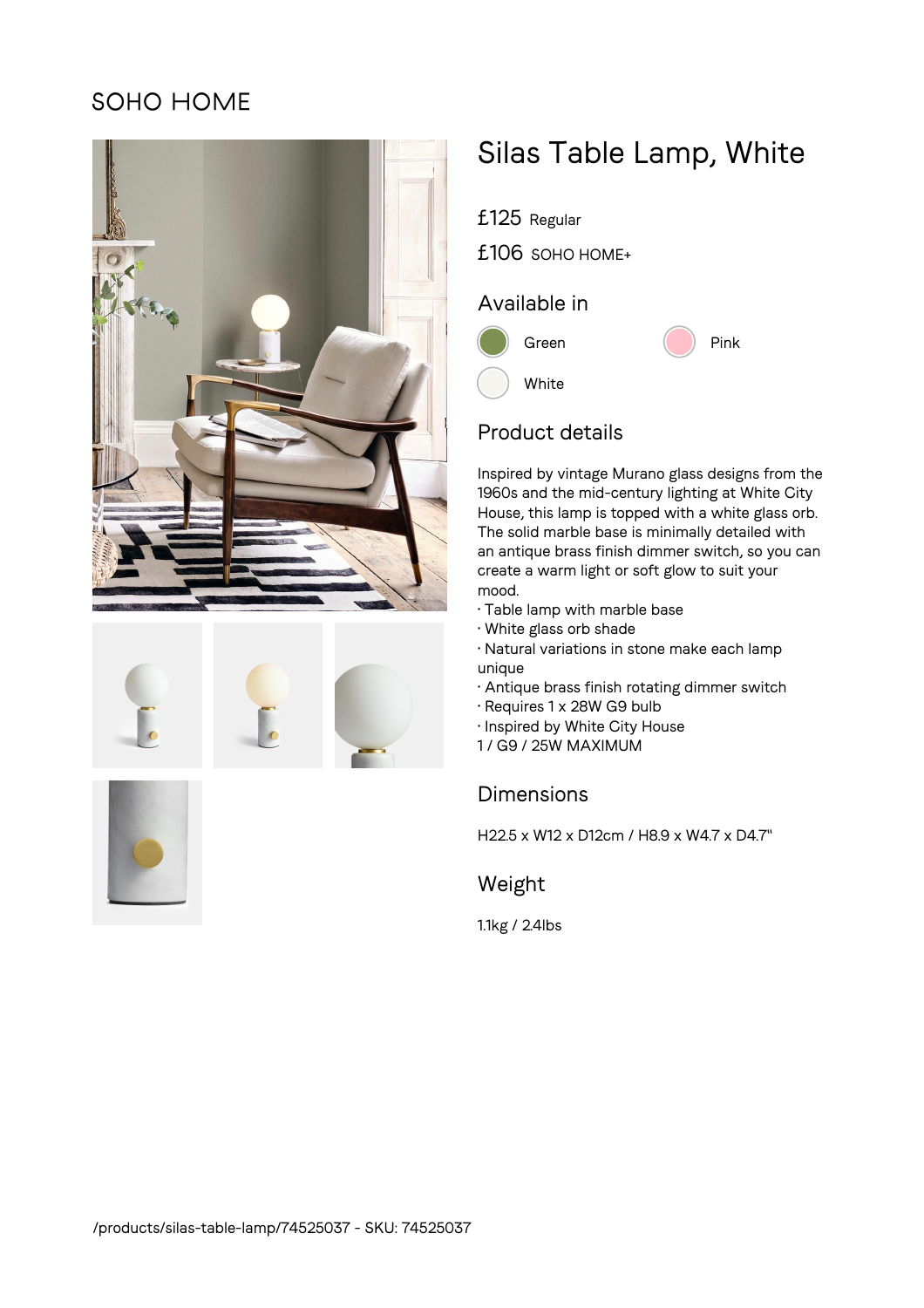SOHO HOME

# Silas Table Lamp, White

£125 Regular

£106 SOHO HOME+

## Available in

Green

Pink

White

## Product details

Inspired by vintage Murano glass designs from the 1960s and the mid-century lighting at White City House, this lamp is topped with a white glass orb. The solid marble base is minimally detailed with an antique brass finish dimmer switch, so you can create a warm light or soft glow to suit your mood.

· Table lamp with marble base
· White glass orb shade
· Natural variations in stone make each lamp unique
· Antique brass finish rotating dimmer switch
· Requires 1 x 28W G9 bulb
· Inspired by White City House

1 / G9 / 25W MAXIMUM

## Dimensions

H22.5 x W12 x D12cm / H8.9 x W4.7 x D4.7"

## Weight

1.1kg / 2.4lbs

/products/silas-table-lamp/74525037 - SKU: 74525037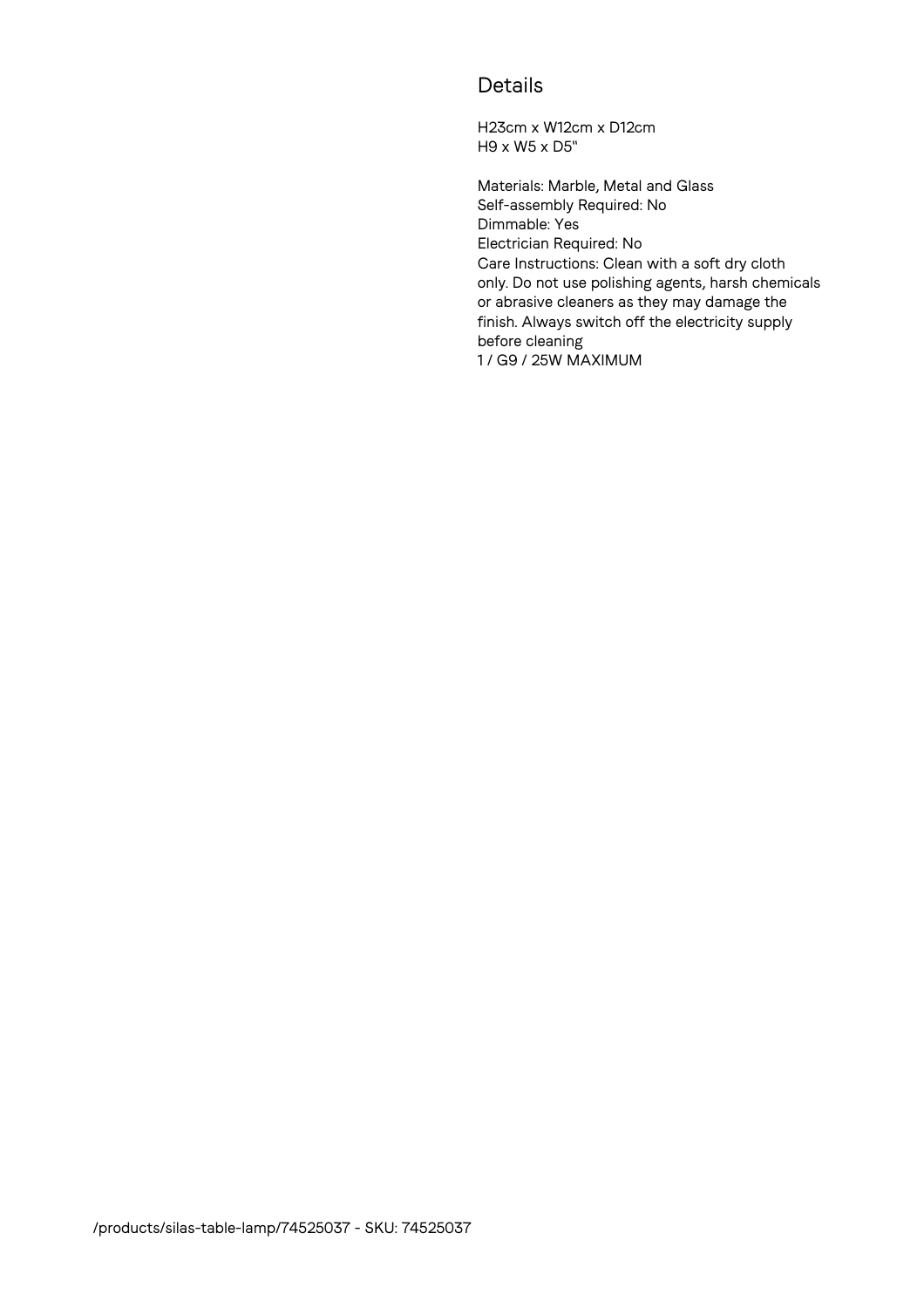## Details

H23cm x W12cm x D12cm
H9 x W5 x D5"

Materials: Marble, Metal and Glass
Self-assembly Required: No
Dimmable: Yes
Electrician Required: No
Care Instructions: Clean with a soft dry cloth only. Do not use polishing agents, harsh chemicals or abrasive cleaners as they may damage the finish. Always switch off the electricity supply before cleaning
1 / G9 / 25W MAXIMUM

/products/silas-table-lamp/74525037 - SKU: 74525037